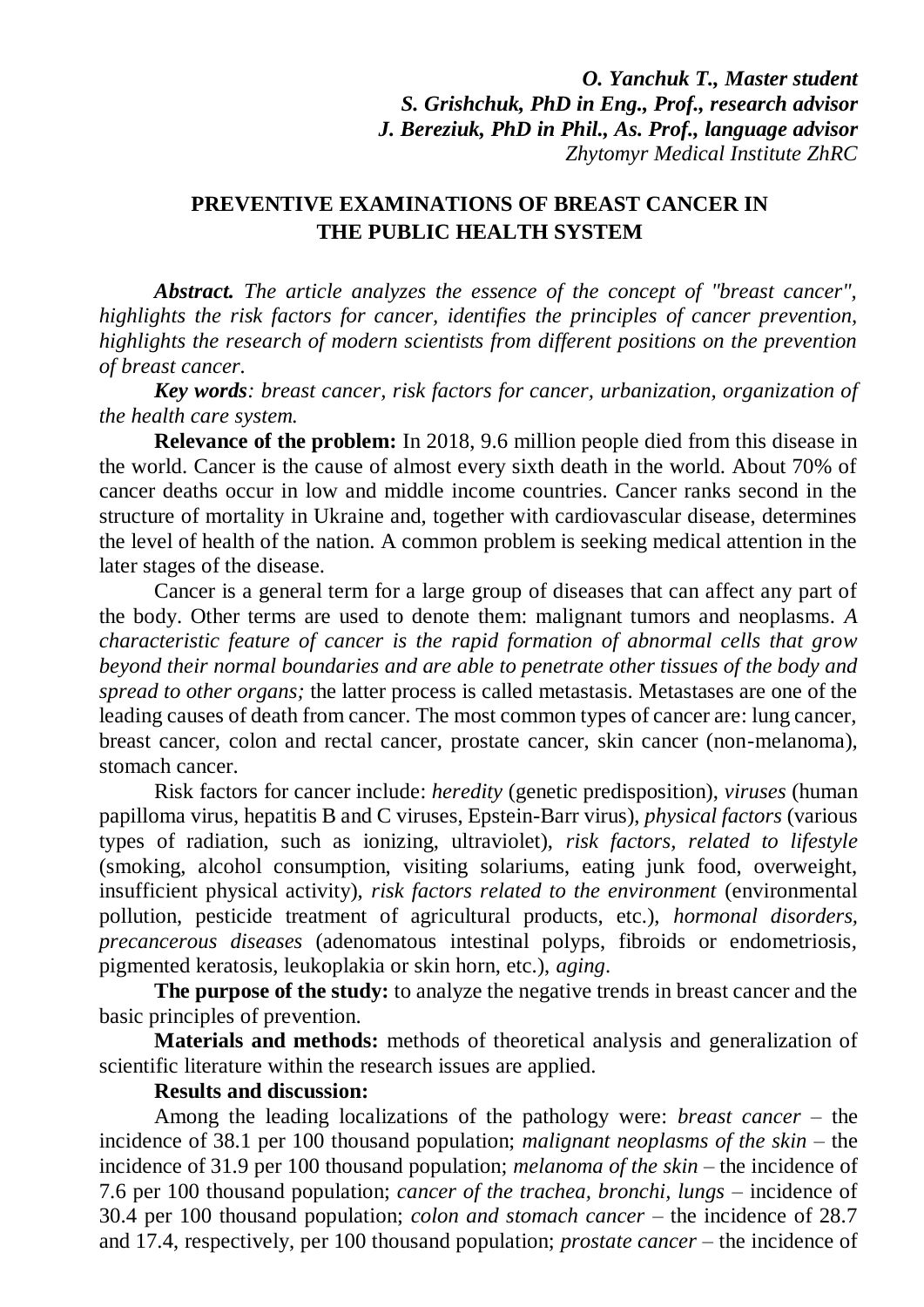***O. Yanchuk T., Master student***
***S. Grishchuk, PhD in Eng., Prof., research advisor***
***J. Bereziuk, PhD in Phil., As. Prof., language advisor***
*Zhytomyr Medical Institute ZhRC*

# PREVENTIVE EXAMINATIONS OF BREAST CANCER IN THE PUBLIC HEALTH SYSTEM

***Abstract.*** *The article analyzes the essence of the concept of "breast cancer", highlights the risk factors for cancer, identifies the principles of cancer prevention, highlights the research of modern scientists from different positions on the prevention of breast cancer.*

***Key words****: breast cancer, risk factors for cancer, urbanization, organization of the health care system.*

**Relevance of the problem:** In 2018, 9.6 million people died from this disease in the world. Cancer is the cause of almost every sixth death in the world. About 70% of cancer deaths occur in low and middle income countries. Cancer ranks second in the structure of mortality in Ukraine and, together with cardiovascular disease, determines the level of health of the nation. A common problem is seeking medical attention in the later stages of the disease.

Cancer is a general term for a large group of diseases that can affect any part of the body. Other terms are used to denote them: malignant tumors and neoplasms. *A characteristic feature of cancer is the rapid formation of abnormal cells that grow beyond their normal boundaries and are able to penetrate other tissues of the body and spread to other organs;* the latter process is called metastasis. Metastases are one of the leading causes of death from cancer. The most common types of cancer are: lung cancer, breast cancer, colon and rectal cancer, prostate cancer, skin cancer (non-melanoma), stomach cancer.

Risk factors for cancer include: *heredity* (genetic predisposition), *viruses* (human papilloma virus, hepatitis B and C viruses, Epstein-Barr virus), *physical factors* (various types of radiation, such as ionizing, ultraviolet), *risk factors, related to lifestyle* (smoking, alcohol consumption, visiting solariums, eating junk food, overweight, insufficient physical activity), *risk factors related to the environment* (environmental pollution, pesticide treatment of agricultural products, etc.), *hormonal disorders, precancerous diseases* (adenomatous intestinal polyps, fibroids or endometriosis, pigmented keratosis, leukoplakia or skin horn, etc.), *aging*.

**The purpose of the study:** to analyze the negative trends in breast cancer and the basic principles of prevention.

**Materials and methods:** methods of theoretical analysis and generalization of scientific literature within the research issues are applied.

**Results and discussion:**

Among the leading localizations of the pathology were: *breast cancer* – the incidence of 38.1 per 100 thousand population; *malignant neoplasms of the skin* – the incidence of 31.9 per 100 thousand population; *melanoma of the skin* – the incidence of 7.6 per 100 thousand population; *cancer of the trachea, bronchi, lungs* – incidence of 30.4 per 100 thousand population; *colon and stomach cancer* – the incidence of 28.7 and 17.4, respectively, per 100 thousand population; *prostate cancer* – the incidence of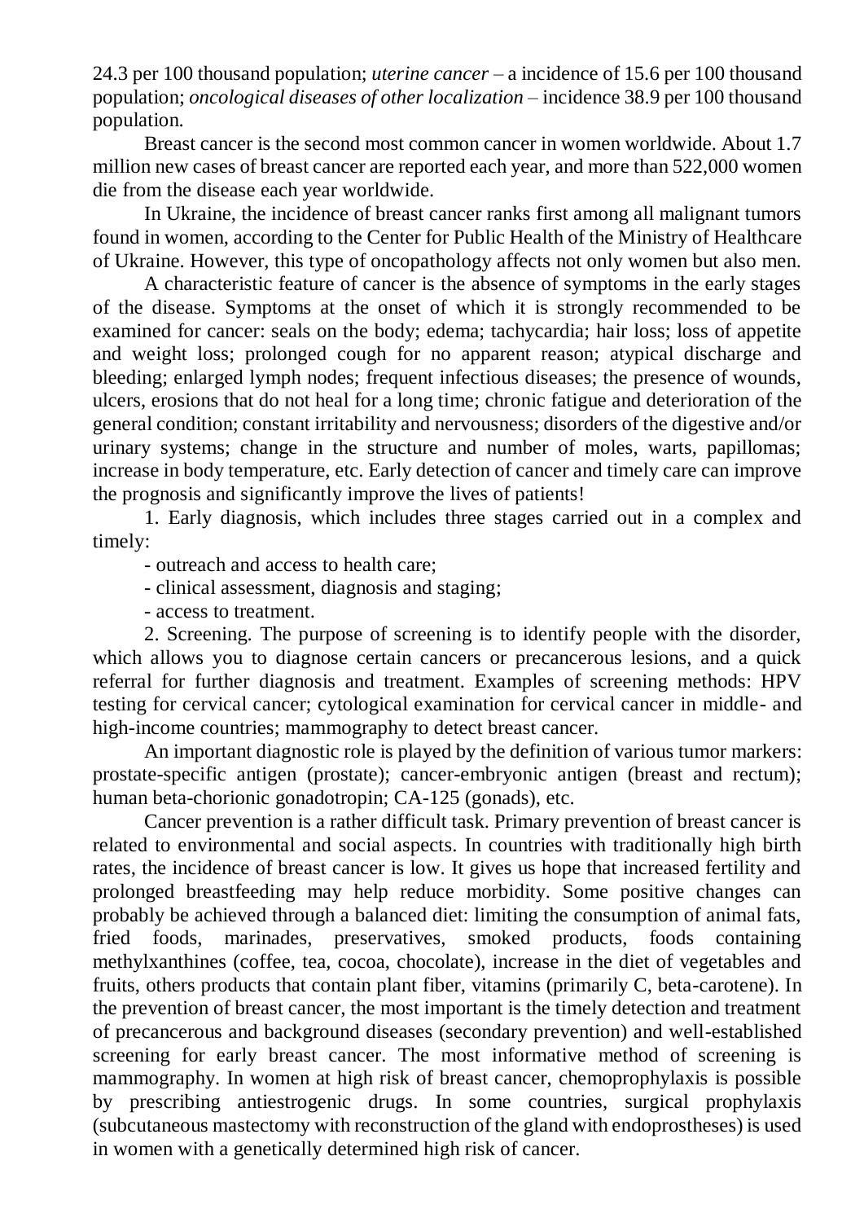24.3 per 100 thousand population; *uterine cancer* – a incidence of 15.6 per 100 thousand population; *oncological diseases of other localization* – incidence 38.9 per 100 thousand population.

Breast cancer is the second most common cancer in women worldwide. About 1.7 million new cases of breast cancer are reported each year, and more than 522,000 women die from the disease each year worldwide.

In Ukraine, the incidence of breast cancer ranks first among all malignant tumors found in women, according to the Center for Public Health of the Ministry of Healthcare of Ukraine. However, this type of oncopathology affects not only women but also men.

A characteristic feature of cancer is the absence of symptoms in the early stages of the disease. Symptoms at the onset of which it is strongly recommended to be examined for cancer: seals on the body; edema; tachycardia; hair loss; loss of appetite and weight loss; prolonged cough for no apparent reason; atypical discharge and bleeding; enlarged lymph nodes; frequent infectious diseases; the presence of wounds, ulcers, erosions that do not heal for a long time; chronic fatigue and deterioration of the general condition; constant irritability and nervousness; disorders of the digestive and/or urinary systems; change in the structure and number of moles, warts, papillomas; increase in body temperature, etc. Early detection of cancer and timely care can improve the prognosis and significantly improve the lives of patients!

1. Early diagnosis, which includes three stages carried out in a complex and timely:

- outreach and access to health care;
- clinical assessment, diagnosis and staging;
- access to treatment.

2. Screening. The purpose of screening is to identify people with the disorder, which allows you to diagnose certain cancers or precancerous lesions, and a quick referral for further diagnosis and treatment. Examples of screening methods: HPV testing for cervical cancer; cytological examination for cervical cancer in middle- and high-income countries; mammography to detect breast cancer.

An important diagnostic role is played by the definition of various tumor markers: prostate-specific antigen (prostate); cancer-embryonic antigen (breast and rectum); human beta-chorionic gonadotropin; CA-125 (gonads), etc.

Cancer prevention is a rather difficult task. Primary prevention of breast cancer is related to environmental and social aspects. In countries with traditionally high birth rates, the incidence of breast cancer is low. It gives us hope that increased fertility and prolonged breastfeeding may help reduce morbidity. Some positive changes can probably be achieved through a balanced diet: limiting the consumption of animal fats, fried foods, marinades, preservatives, smoked products, foods containing methylxanthines (coffee, tea, cocoa, chocolate), increase in the diet of vegetables and fruits, others products that contain plant fiber, vitamins (primarily C, beta-carotene). In the prevention of breast cancer, the most important is the timely detection and treatment of precancerous and background diseases (secondary prevention) and well-established screening for early breast cancer. The most informative method of screening is mammography. In women at high risk of breast cancer, chemoprophylaxis is possible by prescribing antiestrogenic drugs. In some countries, surgical prophylaxis (subcutaneous mastectomy with reconstruction of the gland with endoprostheses) is used in women with a genetically determined high risk of cancer.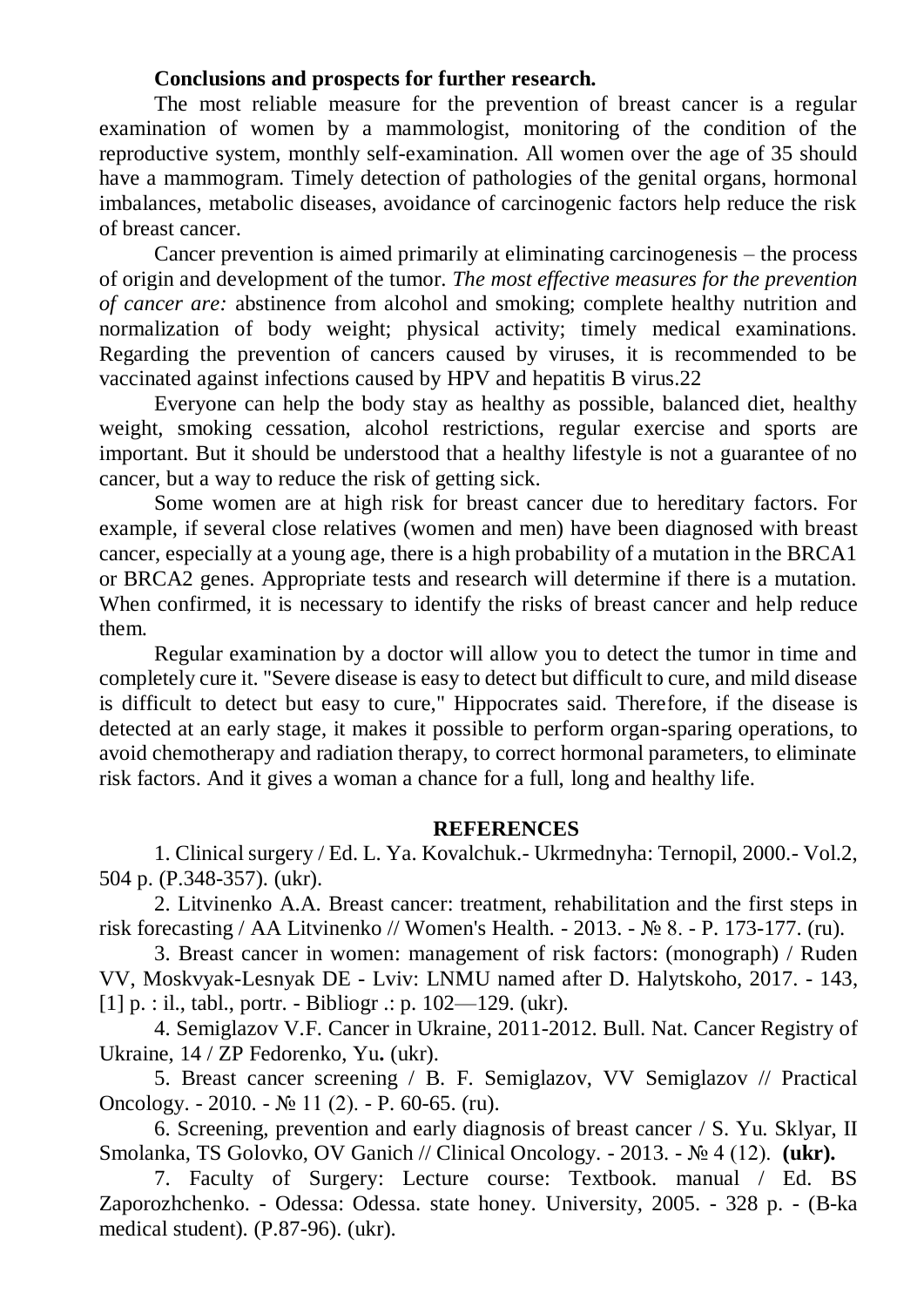**Conclusions and prospects for further research.**

The most reliable measure for the prevention of breast cancer is a regular examination of women by a mammologist, monitoring of the condition of the reproductive system, monthly self-examination. All women over the age of 35 should have a mammogram. Timely detection of pathologies of the genital organs, hormonal imbalances, metabolic diseases, avoidance of carcinogenic factors help reduce the risk of breast cancer.

Cancer prevention is aimed primarily at eliminating carcinogenesis – the process of origin and development of the tumor. *The most effective measures for the prevention of cancer are:* abstinence from alcohol and smoking; complete healthy nutrition and normalization of body weight; physical activity; timely medical examinations. Regarding the prevention of cancers caused by viruses, it is recommended to be vaccinated against infections caused by HPV and hepatitis B virus.22

Everyone can help the body stay as healthy as possible, balanced diet, healthy weight, smoking cessation, alcohol restrictions, regular exercise and sports are important. But it should be understood that a healthy lifestyle is not a guarantee of no cancer, but a way to reduce the risk of getting sick.

Some women are at high risk for breast cancer due to hereditary factors. For example, if several close relatives (women and men) have been diagnosed with breast cancer, especially at a young age, there is a high probability of a mutation in the BRCA1 or BRCA2 genes. Appropriate tests and research will determine if there is a mutation. When confirmed, it is necessary to identify the risks of breast cancer and help reduce them.

Regular examination by a doctor will allow you to detect the tumor in time and completely cure it. "Severe disease is easy to detect but difficult to cure, and mild disease is difficult to detect but easy to cure," Hippocrates said. Therefore, if the disease is detected at an early stage, it makes it possible to perform organ-sparing operations, to avoid chemotherapy and radiation therapy, to correct hormonal parameters, to eliminate risk factors. And it gives a woman a chance for a full, long and healthy life.

**REFERENCES**

1. Clinical surgery / Ed. L. Ya. Kovalchuk.- Ukrmednyha: Ternopil, 2000.- Vol.2, 504 p. (P.348-357). (ukr).

2. Litvinenko A.A. Breast cancer: treatment, rehabilitation and the first steps in risk forecasting / AA Litvinenko // Women's Health. - 2013. - № 8. - P. 173-177. (ru).

3. Breast cancer in women: management of risk factors: (monograph) / Ruden VV, Moskvyak-Lesnyak DE - Lviv: LNMU named after D. Halytskoho, 2017. - 143, [1] p. : il., tabl., portr. - Bibliogr .: p. 102—129. (ukr).

4. Semiglazov V.F. Cancer in Ukraine, 2011-2012. Bull. Nat. Cancer Registry of Ukraine, 14 / ZP Fedorenko, Yu**.** (ukr).

5. Breast cancer screening / B. F. Semiglazov, VV Semiglazov // Practical Oncology. - 2010. - № 11 (2). - P. 60-65. (ru).

6. Screening, prevention and early diagnosis of breast cancer / S. Yu. Sklyar, II Smolanka, TS Golovko, OV Ganich // Clinical Oncology. - 2013. - № 4 (12). **(ukr).**

7. Faculty of Surgery: Lecture course: Textbook. manual / Ed. BS Zaporozhchenko. - Odessa: Odessa. state honey. University, 2005. - 328 p. - (B-ka medical student). (P.87-96). (ukr).